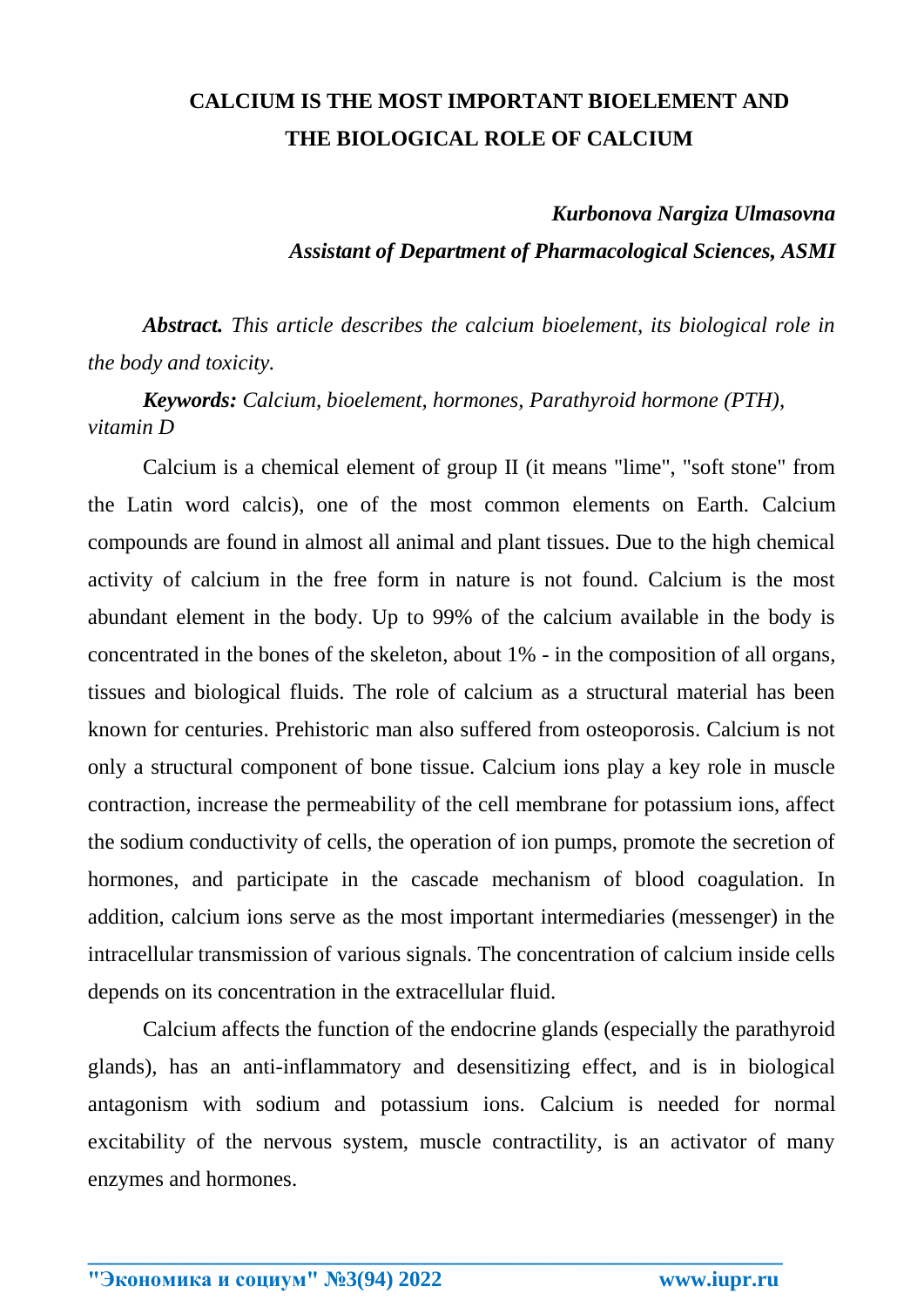# CALCIUM IS THE MOST IMPORTANT BIOELEMENT AND THE BIOLOGICAL ROLE OF CALCIUM

***Kurbonova Nargiza Ulmasovna***

***Assistant of Department of Pharmacological Sciences, ASMI***

***Abstract.*** *This article describes the calcium bioelement, its biological role in the body and toxicity.*

***Keywords:*** *Calcium, bioelement, hormones, Parathyroid hormone (PTH), vitamin D*

Calcium is a chemical element of group II (it means "lime", "soft stone" from the Latin word calcis), one of the most common elements on Earth. Calcium compounds are found in almost all animal and plant tissues. Due to the high chemical activity of calcium in the free form in nature is not found. Calcium is the most abundant element in the body. Up to 99% of the calcium available in the body is concentrated in the bones of the skeleton, about 1% - in the composition of all organs, tissues and biological fluids. The role of calcium as a structural material has been known for centuries. Prehistoric man also suffered from osteoporosis. Calcium is not only a structural component of bone tissue. Calcium ions play a key role in muscle contraction, increase the permeability of the cell membrane for potassium ions, affect the sodium conductivity of cells, the operation of ion pumps, promote the secretion of hormones, and participate in the cascade mechanism of blood coagulation. In addition, calcium ions serve as the most important intermediaries (messenger) in the intracellular transmission of various signals. The concentration of calcium inside cells depends on its concentration in the extracellular fluid.

Calcium affects the function of the endocrine glands (especially the parathyroid glands), has an anti-inflammatory and desensitizing effect, and is in biological antagonism with sodium and potassium ions. Calcium is needed for normal excitability of the nervous system, muscle contractility, is an activator of many enzymes and hormones.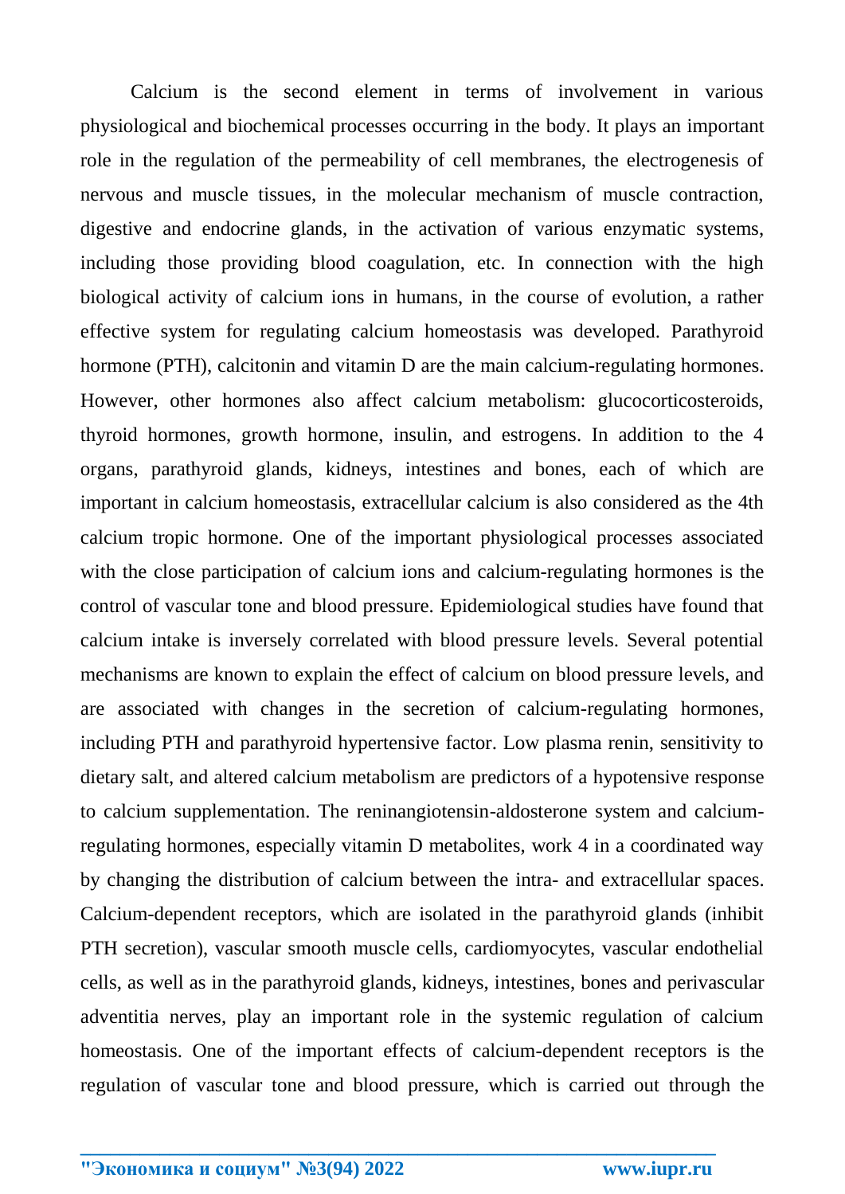Calcium is the second element in terms of involvement in various physiological and biochemical processes occurring in the body. It plays an important role in the regulation of the permeability of cell membranes, the electrogenesis of nervous and muscle tissues, in the molecular mechanism of muscle contraction, digestive and endocrine glands, in the activation of various enzymatic systems, including those providing blood coagulation, etc. In connection with the high biological activity of calcium ions in humans, in the course of evolution, a rather effective system for regulating calcium homeostasis was developed. Parathyroid hormone (PTH), calcitonin and vitamin D are the main calcium-regulating hormones. However, other hormones also affect calcium metabolism: glucocorticosteroids, thyroid hormones, growth hormone, insulin, and estrogens. In addition to the 4 organs, parathyroid glands, kidneys, intestines and bones, each of which are important in calcium homeostasis, extracellular calcium is also considered as the 4th calcium tropic hormone. One of the important physiological processes associated with the close participation of calcium ions and calcium-regulating hormones is the control of vascular tone and blood pressure. Epidemiological studies have found that calcium intake is inversely correlated with blood pressure levels. Several potential mechanisms are known to explain the effect of calcium on blood pressure levels, and are associated with changes in the secretion of calcium-regulating hormones, including PTH and parathyroid hypertensive factor. Low plasma renin, sensitivity to dietary salt, and altered calcium metabolism are predictors of a hypotensive response to calcium supplementation. The reninangiotensin-aldosterone system and calcium-regulating hormones, especially vitamin D metabolites, work 4 in a coordinated way by changing the distribution of calcium between the intra- and extracellular spaces. Calcium-dependent receptors, which are isolated in the parathyroid glands (inhibit PTH secretion), vascular smooth muscle cells, cardiomyocytes, vascular endothelial cells, as well as in the parathyroid glands, kidneys, intestines, bones and perivascular adventitia nerves, play an important role in the systemic regulation of calcium homeostasis. One of the important effects of calcium-dependent receptors is the regulation of vascular tone and blood pressure, which is carried out through the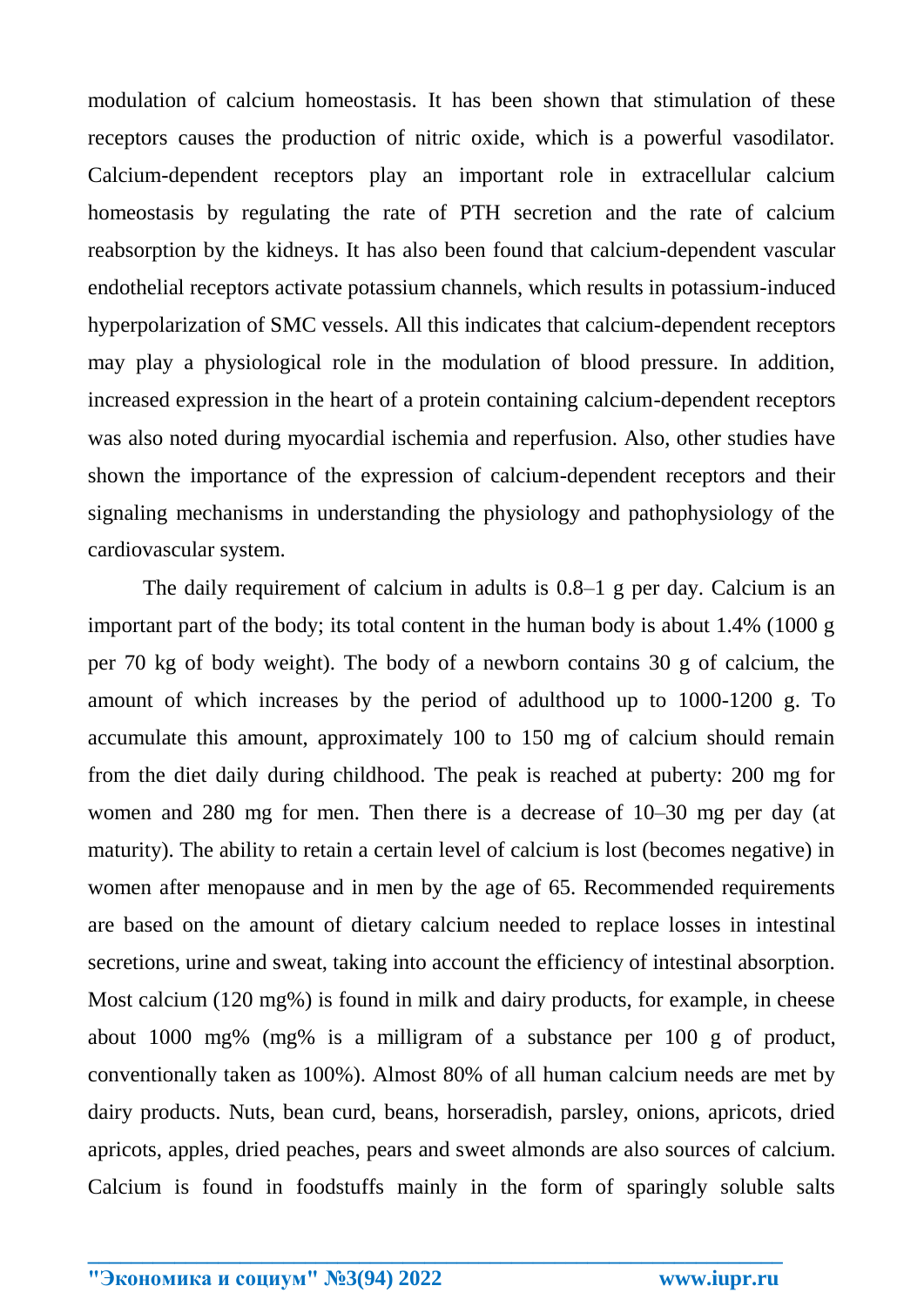modulation of calcium homeostasis. It has been shown that stimulation of these receptors causes the production of nitric oxide, which is a powerful vasodilator. Calcium-dependent receptors play an important role in extracellular calcium homeostasis by regulating the rate of PTH secretion and the rate of calcium reabsorption by the kidneys. It has also been found that calcium-dependent vascular endothelial receptors activate potassium channels, which results in potassium-induced hyperpolarization of SMC vessels. All this indicates that calcium-dependent receptors may play a physiological role in the modulation of blood pressure. In addition, increased expression in the heart of a protein containing calcium-dependent receptors was also noted during myocardial ischemia and reperfusion. Also, other studies have shown the importance of the expression of calcium-dependent receptors and their signaling mechanisms in understanding the physiology and pathophysiology of the cardiovascular system.

The daily requirement of calcium in adults is 0.8–1 g per day. Calcium is an important part of the body; its total content in the human body is about 1.4% (1000 g per 70 kg of body weight). The body of a newborn contains 30 g of calcium, the amount of which increases by the period of adulthood up to 1000-1200 g. To accumulate this amount, approximately 100 to 150 mg of calcium should remain from the diet daily during childhood. The peak is reached at puberty: 200 mg for women and 280 mg for men. Then there is a decrease of 10–30 mg per day (at maturity). The ability to retain a certain level of calcium is lost (becomes negative) in women after menopause and in men by the age of 65. Recommended requirements are based on the amount of dietary calcium needed to replace losses in intestinal secretions, urine and sweat, taking into account the efficiency of intestinal absorption. Most calcium (120 mg%) is found in milk and dairy products, for example, in cheese about 1000 mg% (mg% is a milligram of a substance per 100 g of product, conventionally taken as 100%). Almost 80% of all human calcium needs are met by dairy products. Nuts, bean curd, beans, horseradish, parsley, onions, apricots, dried apricots, apples, dried peaches, pears and sweet almonds are also sources of calcium. Calcium is found in foodstuffs mainly in the form of sparingly soluble salts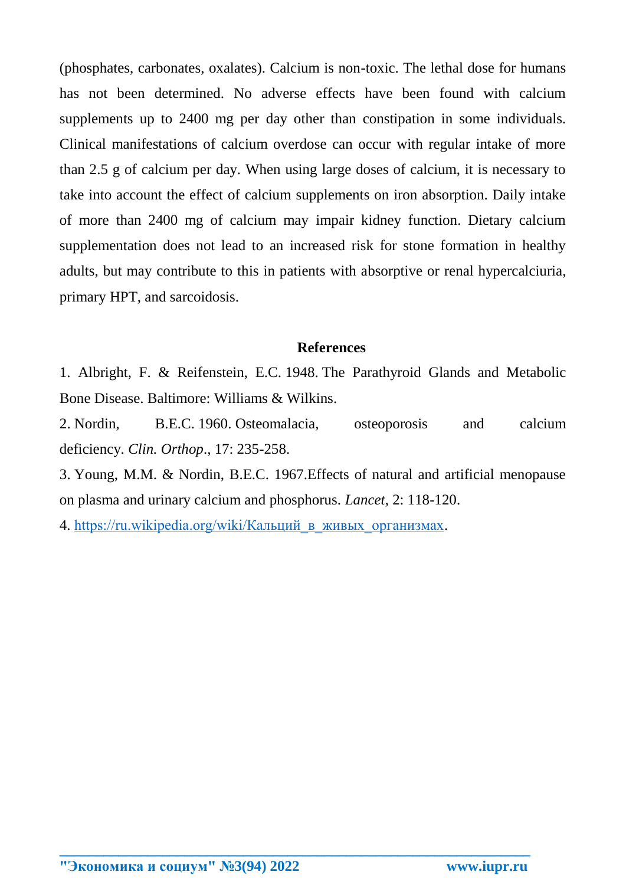(phosphates, carbonates, oxalates). Calcium is non-toxic. The lethal dose for humans has not been determined. No adverse effects have been found with calcium supplements up to 2400 mg per day other than constipation in some individuals. Clinical manifestations of calcium overdose can occur with regular intake of more than 2.5 g of calcium per day. When using large doses of calcium, it is necessary to take into account the effect of calcium supplements on iron absorption. Daily intake of more than 2400 mg of calcium may impair kidney function. Dietary calcium supplementation does not lead to an increased risk for stone formation in healthy adults, but may contribute to this in patients with absorptive or renal hypercalciuria, primary HPT, and sarcoidosis.

## References

1. Albright, F. & Reifenstein, E.C. 1948. The Parathyroid Glands and Metabolic Bone Disease. Baltimore: Williams & Wilkins.
2. Nordin, B.E.C. 1960. Osteomalacia, osteoporosis and calcium deficiency. *Clin. Orthop*., 17: 235-258.
3. Young, M.M. & Nordin, B.E.C. 1967.Effects of natural and artificial menopause on plasma and urinary calcium and phosphorus. *Lancet*, 2: 118-120.
4. https://ru.wikipedia.org/wiki/Кальций_в_живых_организмах.